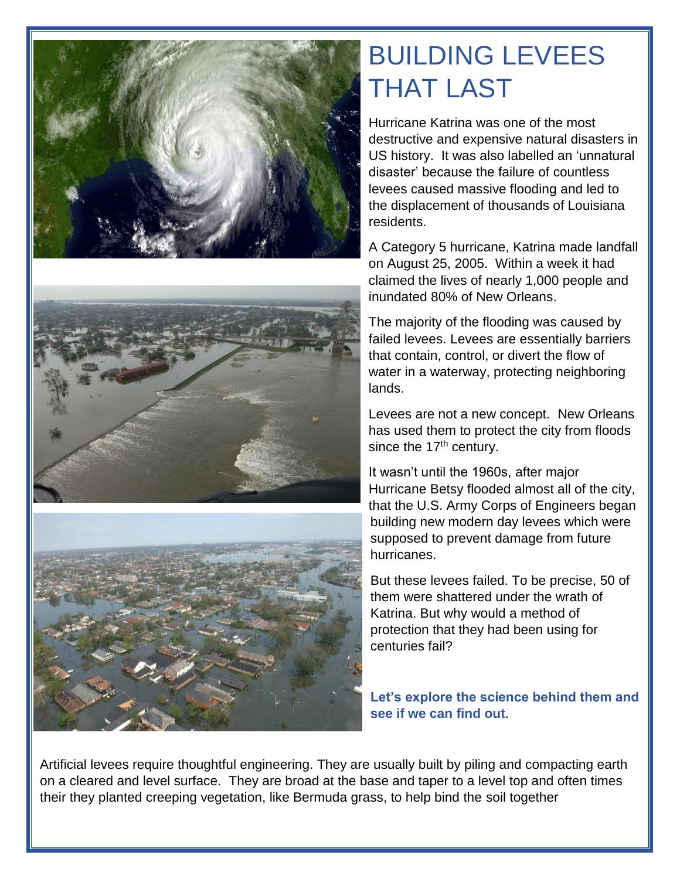# BUILDING LEVEES THAT LAST

Hurricane Katrina was one of the most destructive and expensive natural disasters in US history. It was also labelled an 'unnatural disaster' because the failure of countless levees caused massive flooding and led to the displacement of thousands of Louisiana residents.

A Category 5 hurricane, Katrina made landfall on August 25, 2005. Within a week it had claimed the lives of nearly 1,000 people and inundated 80% of New Orleans.

The majority of the flooding was caused by failed levees. Levees are essentially barriers that contain, control, or divert the flow of water in a waterway, protecting neighboring lands.

Levees are not a new concept. New Orleans has used them to protect the city from floods since the 17th century.

It wasn't until the 1960s, after major Hurricane Betsy flooded almost all of the city, that the U.S. Army Corps of Engineers began building new modern day levees which were supposed to prevent damage from future hurricanes.

But these levees failed. To be precise, 50 of them were shattered under the wrath of Katrina. But why would a method of protection that they had been using for centuries fail?

**Let's explore the science behind them and see if we can find out**.

Artificial levees require thoughtful engineering. They are usually built by piling and compacting earth on a cleared and level surface. They are broad at the base and taper to a level top and often times their they planted creeping vegetation, like Bermuda grass, to help bind the soil together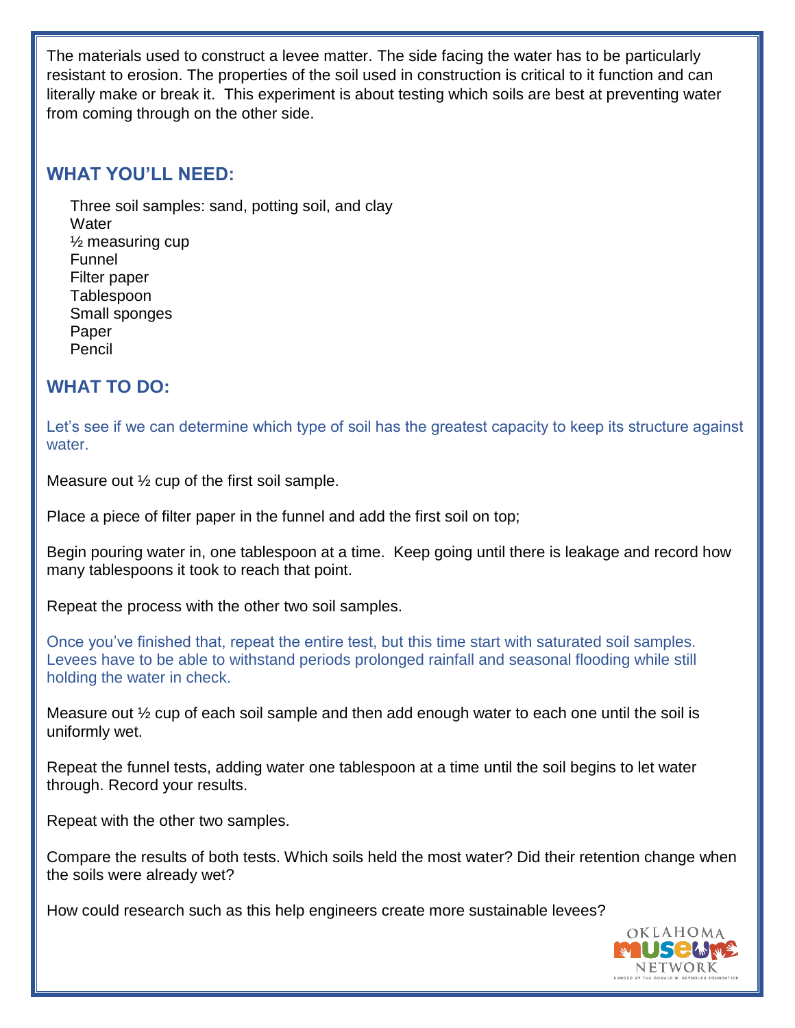The materials used to construct a levee matter. The side facing the water has to be particularly resistant to erosion. The properties of the soil used in construction is critical to it function and can literally make or break it. This experiment is about testing which soils are best at preventing water from coming through on the other side.

## WHAT YOU'LL NEED:

- Three soil samples: sand, potting soil, and clay
- Water
- ½ measuring cup
- Funnel
- Filter paper
- Tablespoon
- Small sponges
- Paper
- Pencil

## WHAT TO DO:

Let's see if we can determine which type of soil has the greatest capacity to keep its structure against water.

Measure out ½ cup of the first soil sample.

Place a piece of filter paper in the funnel and add the first soil on top;

Begin pouring water in, one tablespoon at a time. Keep going until there is leakage and record how many tablespoons it took to reach that point.

Repeat the process with the other two soil samples.

Once you've finished that, repeat the entire test, but this time start with saturated soil samples. Levees have to be able to withstand periods prolonged rainfall and seasonal flooding while still holding the water in check.

Measure out ½ cup of each soil sample and then add enough water to each one until the soil is uniformly wet.

Repeat the funnel tests, adding water one tablespoon at a time until the soil begins to let water through. Record your results.

Repeat with the other two samples.

Compare the results of both tests. Which soils held the most water? Did their retention change when the soils were already wet?

How could research such as this help engineers create more sustainable levees?

OKLAHOMA MUSEUMS NETWORK
FUNDED BY THE DONALD W. REYNOLDS FOUNDATION